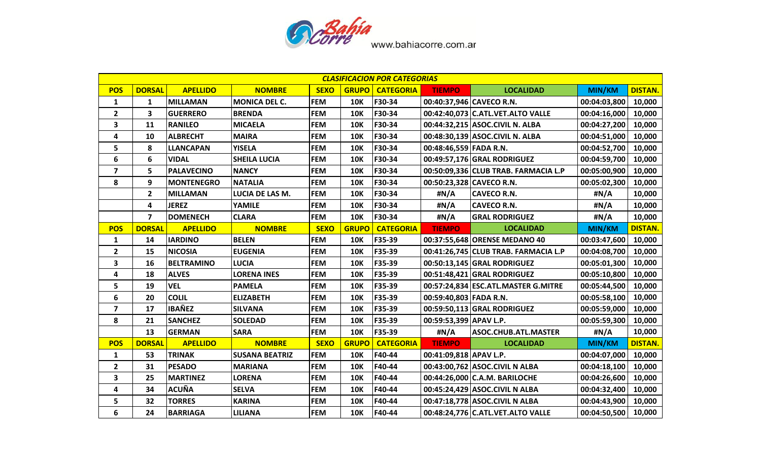www.bahiacorre.com.ar

| CLASIFICACION POR CATEGORIAS | | | | | | | | | | |
|---|---|---|---|---|---|---|---|---|---|---|
| POS | DORSAL | APELLIDO | NOMBRE | SEXO | GRUPO | CATEGORIA | TIEMPO | LOCALIDAD | MIN/KM | DISTAN. |
| 1 | 1 | MILLAMAN | MONICA DEL C. | FEM | 10K | F30-34 | 00:40:37,946 | CAVECO R.N. | 00:04:03,800 | 10,000 |
| 2 | 3 | GUERRERO | BRENDA | FEM | 10K | F30-34 | 00:42:40,073 | C.ATL.VET.ALTO VALLE | 00:04:16,000 | 10,000 |
| 3 | 11 | RANILEO | MICAELA | FEM | 10K | F30-34 | 00:44:32,215 | ASOC.CIVIL N. ALBA | 00:04:27,200 | 10,000 |
| 4 | 10 | ALBRECHT | MAIRA | FEM | 10K | F30-34 | 00:48:30,139 | ASOC.CIVIL N. ALBA | 00:04:51,000 | 10,000 |
| 5 | 8 | LLANCAPAN | YISELA | FEM | 10K | F30-34 | 00:48:46,559 | FADA R.N. | 00:04:52,700 | 10,000 |
| 6 | 6 | VIDAL | SHEILA LUCIA | FEM | 10K | F30-34 | 00:49:57,176 | GRAL RODRIGUEZ | 00:04:59,700 | 10,000 |
| 7 | 5 | PALAVECINO | NANCY | FEM | 10K | F30-34 | 00:50:09,336 | CLUB TRAB. FARMACIA L.P | 00:05:00,900 | 10,000 |
| 8 | 9 | MONTENEGRO | NATALIA | FEM | 10K | F30-34 | 00:50:23,328 | CAVECO R.N. | 00:05:02,300 | 10,000 |
| | 2 | MILLAMAN | LUCIA DE LAS M. | FEM | 10K | F30-34 | #N/A | CAVECO R.N. | #N/A | 10,000 |
| | 4 | JEREZ | YAMILE | FEM | 10K | F30-34 | #N/A | CAVECO R.N. | #N/A | 10,000 |
| | 7 | DOMENECH | CLARA | FEM | 10K | F30-34 | #N/A | GRAL RODRIGUEZ | #N/A | 10,000 |
| POS | DORSAL | APELLIDO | NOMBRE | SEXO | GRUPO | CATEGORIA | TIEMPO | LOCALIDAD | MIN/KM | DISTAN. |
| 1 | 14 | IARDINO | BELEN | FEM | 10K | F35-39 | 00:37:55,648 | ORENSE MEDANO 40 | 00:03:47,600 | 10,000 |
| 2 | 15 | NICOSIA | EUGENIA | FEM | 10K | F35-39 | 00:41:26,745 | CLUB TRAB. FARMACIA L.P | 00:04:08,700 | 10,000 |
| 3 | 16 | BELTRAMINO | LUCIA | FEM | 10K | F35-39 | 00:50:13,145 | GRAL RODRIGUEZ | 00:05:01,300 | 10,000 |
| 4 | 18 | ALVES | LORENA INES | FEM | 10K | F35-39 | 00:51:48,421 | GRAL RODRIGUEZ | 00:05:10,800 | 10,000 |
| 5 | 19 | VEL | PAMELA | FEM | 10K | F35-39 | 00:57:24,834 | ESC.ATL.MASTER G.MITRE | 00:05:44,500 | 10,000 |
| 6 | 20 | COLIL | ELIZABETH | FEM | 10K | F35-39 | 00:59:40,803 | FADA R.N. | 00:05:58,100 | 10,000 |
| 7 | 17 | IBAÑEZ | SILVANA | FEM | 10K | F35-39 | 00:59:50,113 | GRAL RODRIGUEZ | 00:05:59,000 | 10,000 |
| 8 | 21 | SANCHEZ | SOLEDAD | FEM | 10K | F35-39 | 00:59:53,399 | APAV L.P. | 00:05:59,300 | 10,000 |
| | 13 | GERMAN | SARA | FEM | 10K | F35-39 | #N/A | ASOC.CHUB.ATL.MASTER | #N/A | 10,000 |
| POS | DORSAL | APELLIDO | NOMBRE | SEXO | GRUPO | CATEGORIA | TIEMPO | LOCALIDAD | MIN/KM | DISTAN. |
| 1 | 53 | TRINAK | SUSANA BEATRIZ | FEM | 10K | F40-44 | 00:41:09,818 | APAV L.P. | 00:04:07,000 | 10,000 |
| 2 | 31 | PESADO | MARIANA | FEM | 10K | F40-44 | 00:43:00,762 | ASOC.CIVIL N ALBA | 00:04:18,100 | 10,000 |
| 3 | 25 | MARTINEZ | LORENA | FEM | 10K | F40-44 | 00:44:26,000 | C.A.M. BARILOCHE | 00:04:26,600 | 10,000 |
| 4 | 34 | ACUÑA | SELVA | FEM | 10K | F40-44 | 00:45:24,429 | ASOC.CIVIL N ALBA | 00:04:32,400 | 10,000 |
| 5 | 32 | TORRES | KARINA | FEM | 10K | F40-44 | 00:47:18,778 | ASOC.CIVIL N ALBA | 00:04:43,900 | 10,000 |
| 6 | 24 | BARRIAGA | LILIANA | FEM | 10K | F40-44 | 00:48:24,776 | C.ATL.VET.ALTO VALLE | 00:04:50,500 | 10,000 |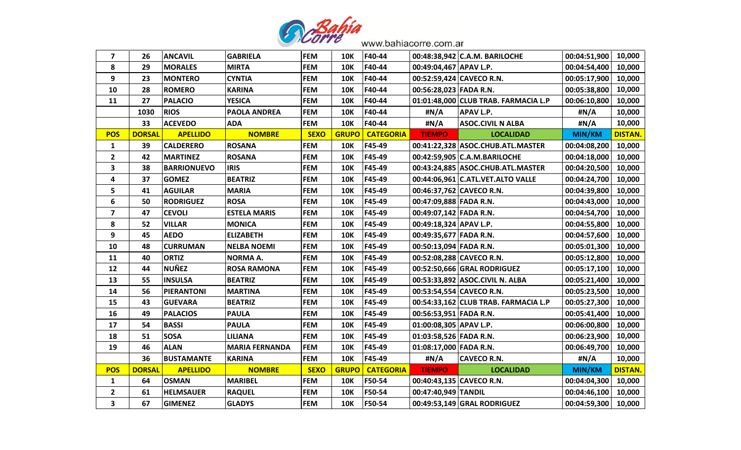| 7 | 26 | ANCAVIL | GABRIELA | FEM | 10K | F40-44 | 00:48:38,942 | C.A.M. BARILOCHE | 00:04:51,900 | 10,000 |
|---|---|---|---|---|---|---|---|---|---|---|
| 8 | 29 | MORALES | MIRTA | FEM | 10K | F40-44 | 00:49:04,467 | APAV L.P. | 00:04:54,400 | 10,000 |
| 9 | 23 | MONTERO | CYNTIA | FEM | 10K | F40-44 | 00:52:59,424 | CAVECO R.N. | 00:05:17,900 | 10,000 |
| 10 | 28 | ROMERO | KARINA | FEM | 10K | F40-44 | 00:56:28,023 | FADA R.N. | 00:05:38,800 | 10,000 |
| 11 | 27 | PALACIO | YESICA | FEM | 10K | F40-44 | 01:01:48,000 | CLUB TRAB. FARMACIA L.P | 00:06:10,800 | 10,000 |
| | 1030 | RIOS | PAOLA ANDREA | FEM | 10K | F40-44 | #N/A | APAV L.P. | #N/A | 10,000 |
| | 33 | ACEVEDO | ADA | FEM | 10K | F40-44 | #N/A | ASOC.CIVIL N ALBA | #N/A | 10,000 |
| **POS** | **DORSAL** | **APELLIDO** | **NOMBRE** | **SEXO** | **GRUPO** | **CATEGORIA** | **TIEMPO** | **LOCALIDAD** | **MIN/KM** | **DISTAN.** |
| 1 | 39 | CALDERERO | ROSANA | FEM | 10K | F45-49 | 00:41:22,328 | ASOC.CHUB.ATL.MASTER | 00:04:08,200 | 10,000 |
| 2 | 42 | MARTINEZ | ROSANA | FEM | 10K | F45-49 | 00:42:59,905 | C.A.M.BARILOCHE | 00:04:18,000 | 10,000 |
| 3 | 38 | BARRIONUEVO | IRIS | FEM | 10K | F45-49 | 00:43:24,885 | ASOC.CHUB.ATL.MASTER | 00:04:20,500 | 10,000 |
| 4 | 37 | GOMEZ | BEATRIZ | FEM | 10K | F45-49 | 00:44:06,961 | C.ATL.VET.ALTO VALLE | 00:04:24,700 | 10,000 |
| 5 | 41 | AGUILAR | MARIA | FEM | 10K | F45-49 | 00:46:37,762 | CAVECO R.N. | 00:04:39,800 | 10,000 |
| 6 | 50 | RODRIGUEZ | ROSA | FEM | 10K | F45-49 | 00:47:09,888 | FADA R.N. | 00:04:43,000 | 10,000 |
| 7 | 47 | CEVOLI | ESTELA MARIS | FEM | 10K | F45-49 | 00:49:07,142 | FADA R.N. | 00:04:54,700 | 10,000 |
| 8 | 52 | VILLAR | MONICA | FEM | 10K | F45-49 | 00:49:18,324 | APAV L.P. | 00:04:55,800 | 10,000 |
| 9 | 45 | AEDO | ELIZABETH | FEM | 10K | F45-49 | 00:49:35,677 | FADA R.N. | 00:04:57,600 | 10,000 |
| 10 | 48 | CURRUMAN | NELBA NOEMI | FEM | 10K | F45-49 | 00:50:13,094 | FADA R.N. | 00:05:01,300 | 10,000 |
| 11 | 40 | ORTIZ | NORMA A. | FEM | 10K | F45-49 | 00:52:08,288 | CAVECO R.N. | 00:05:12,800 | 10,000 |
| 12 | 44 | NUÑEZ | ROSA RAMONA | FEM | 10K | F45-49 | 00:52:50,666 | GRAL RODRIGUEZ | 00:05:17,100 | 10,000 |
| 13 | 55 | INSULSA | BEATRIZ | FEM | 10K | F45-49 | 00:53:33,892 | ASOC.CIVIL N. ALBA | 00:05:21,400 | 10,000 |
| 14 | 56 | PIERANTONI | MARTINA | FEM | 10K | F45-49 | 00:53:54,554 | CAVECO R.N. | 00:05:23,500 | 10,000 |
| 15 | 43 | GUEVARA | BEATRIZ | FEM | 10K | F45-49 | 00:54:33,162 | CLUB TRAB. FARMACIA L.P | 00:05:27,300 | 10,000 |
| 16 | 49 | PALACIOS | PAULA | FEM | 10K | F45-49 | 00:56:53,951 | FADA R.N. | 00:05:41,400 | 10,000 |
| 17 | 54 | BASSI | PAULA | FEM | 10K | F45-49 | 01:00:08,305 | APAV L.P. | 00:06:00,800 | 10,000 |
| 18 | 51 | SOSA | LILIANA | FEM | 10K | F45-49 | 01:03:58,526 | FADA R.N. | 00:06:23,900 | 10,000 |
| 19 | 46 | ALAN | MARIA FERNANDA | FEM | 10K | F45-49 | 01:08:17,000 | FADA R.N. | 00:06:49,700 | 10,000 |
| | 36 | BUSTAMANTE | KARINA | FEM | 10K | F45-49 | #N/A | CAVECO R.N. | #N/A | 10,000 |
| **POS** | **DORSAL** | **APELLIDO** | **NOMBRE** | **SEXO** | **GRUPO** | **CATEGORIA** | **TIEMPO** | **LOCALIDAD** | **MIN/KM** | **DISTAN.** |
| 1 | 64 | OSMAN | MARIBEL | FEM | 10K | F50-54 | 00:40:43,135 | CAVECO R.N. | 00:04:04,300 | 10,000 |
| 2 | 61 | HELMSAUER | RAQUEL | FEM | 10K | F50-54 | 00:47:40,949 | TANDIL | 00:04:46,100 | 10,000 |
| 3 | 67 | GIMENEZ | GLADYS | FEM | 10K | F50-54 | 00:49:53,149 | GRAL RODRIGUEZ | 00:04:59,300 | 10,000 |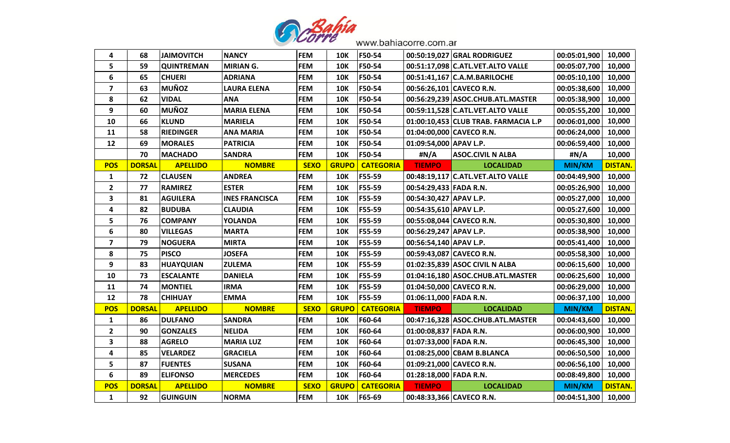| 4 | 68 | JAIMOVITCH | NANCY | FEM | 10K | F50-54 | 00:50:19,027 | GRAL RODRIGUEZ | 00:05:01,900 | 10,000 |
|---|---|---|---|---|---|---|---|---|---|---|
| 5 | 59 | QUINTREMAN | MIRIAN G. | FEM | 10K | F50-54 | 00:51:17,098 | C.ATL.VET.ALTO VALLE | 00:05:07,700 | 10,000 |
| 6 | 65 | CHUERI | ADRIANA | FEM | 10K | F50-54 | 00:51:41,167 | C.A.M.BARILOCHE | 00:05:10,100 | 10,000 |
| 7 | 63 | MUÑOZ | LAURA ELENA | FEM | 10K | F50-54 | 00:56:26,101 | CAVECO R.N. | 00:05:38,600 | 10,000 |
| 8 | 62 | VIDAL | ANA | FEM | 10K | F50-54 | 00:56:29,239 | ASOC.CHUB.ATL.MASTER | 00:05:38,900 | 10,000 |
| 9 | 60 | MUÑOZ | MARIA ELENA | FEM | 10K | F50-54 | 00:59:11,528 | C.ATL.VET.ALTO VALLE | 00:05:55,200 | 10,000 |
| 10 | 66 | KLUND | MARIELA | FEM | 10K | F50-54 | 01:00:10,453 | CLUB TRAB. FARMACIA L.P | 00:06:01,000 | 10,000 |
| 11 | 58 | RIEDINGER | ANA MARIA | FEM | 10K | F50-54 | 01:04:00,000 | CAVECO R.N. | 00:06:24,000 | 10,000 |
| 12 | 69 | MORALES | PATRICIA | FEM | 10K | F50-54 | 01:09:54,000 | APAV L.P. | 00:06:59,400 | 10,000 |
| | 70 | MACHADO | SANDRA | FEM | 10K | F50-54 | #N/A | ASOC.CIVIL N ALBA | #N/A | 10,000 |
| **POS** | **DORSAL** | **APELLIDO** | **NOMBRE** | **SEXO** | **GRUPO** | **CATEGORIA** | **TIEMPO** | **LOCALIDAD** | **MIN/KM** | **DISTAN.** |
| 1 | 72 | CLAUSEN | ANDREA | FEM | 10K | F55-59 | 00:48:19,117 | C.ATL.VET.ALTO VALLE | 00:04:49,900 | 10,000 |
| 2 | 77 | RAMIREZ | ESTER | FEM | 10K | F55-59 | 00:54:29,433 | FADA R.N. | 00:05:26,900 | 10,000 |
| 3 | 81 | AGUILERA | INES FRANCISCA | FEM | 10K | F55-59 | 00:54:30,427 | APAV L.P. | 00:05:27,000 | 10,000 |
| 4 | 82 | BUDUBA | CLAUDIA | FEM | 10K | F55-59 | 00:54:35,610 | APAV L.P. | 00:05:27,600 | 10,000 |
| 5 | 76 | COMPANY | YOLANDA | FEM | 10K | F55-59 | 00:55:08,044 | CAVECO R.N. | 00:05:30,800 | 10,000 |
| 6 | 80 | VILLEGAS | MARTA | FEM | 10K | F55-59 | 00:56:29,247 | APAV L.P. | 00:05:38,900 | 10,000 |
| 7 | 79 | NOGUERA | MIRTA | FEM | 10K | F55-59 | 00:56:54,140 | APAV L.P. | 00:05:41,400 | 10,000 |
| 8 | 75 | PISCO | JOSEFA | FEM | 10K | F55-59 | 00:59:43,087 | CAVECO R.N. | 00:05:58,300 | 10,000 |
| 9 | 83 | HUAYQUIAN | ZULEMA | FEM | 10K | F55-59 | 01:02:35,839 | ASOC CIVIL N ALBA | 00:06:15,600 | 10,000 |
| 10 | 73 | ESCALANTE | DANIELA | FEM | 10K | F55-59 | 01:04:16,180 | ASOC.CHUB.ATL.MASTER | 00:06:25,600 | 10,000 |
| 11 | 74 | MONTIEL | IRMA | FEM | 10K | F55-59 | 01:04:50,000 | CAVECO R.N. | 00:06:29,000 | 10,000 |
| 12 | 78 | CHIHUAY | EMMA | FEM | 10K | F55-59 | 01:06:11,000 | FADA R.N. | 00:06:37,100 | 10,000 |
| **POS** | **DORSAL** | **APELLIDO** | **NOMBRE** | **SEXO** | **GRUPO** | **CATEGORIA** | **TIEMPO** | **LOCALIDAD** | **MIN/KM** | **DISTAN.** |
| 1 | 86 | DULFANO | SANDRA | FEM | 10K | F60-64 | 00:47:16,328 | ASOC.CHUB.ATL.MASTER | 00:04:43,600 | 10,000 |
| 2 | 90 | GONZALES | NELIDA | FEM | 10K | F60-64 | 01:00:08,837 | FADA R.N. | 00:06:00,900 | 10,000 |
| 3 | 88 | AGRELO | MARIA LUZ | FEM | 10K | F60-64 | 01:07:33,000 | FADA R.N. | 00:06:45,300 | 10,000 |
| 4 | 85 | VELARDEZ | GRACIELA | FEM | 10K | F60-64 | 01:08:25,000 | CBAM B.BLANCA | 00:06:50,500 | 10,000 |
| 5 | 87 | FUENTES | SUSANA | FEM | 10K | F60-64 | 01:09:21,000 | CAVECO R.N. | 00:06:56,100 | 10,000 |
| 6 | 89 | ELIFONSO | MERCEDES | FEM | 10K | F60-64 | 01:28:18,000 | FADA R.N. | 00:08:49,800 | 10,000 |
| **POS** | **DORSAL** | **APELLIDO** | **NOMBRE** | **SEXO** | **GRUPO** | **CATEGORIA** | **TIEMPO** | **LOCALIDAD** | **MIN/KM** | **DISTAN.** |
| 1 | 92 | GUINGUIN | NORMA | FEM | 10K | F65-69 | 00:48:33,366 | CAVECO R.N. | 00:04:51,300 | 10,000 |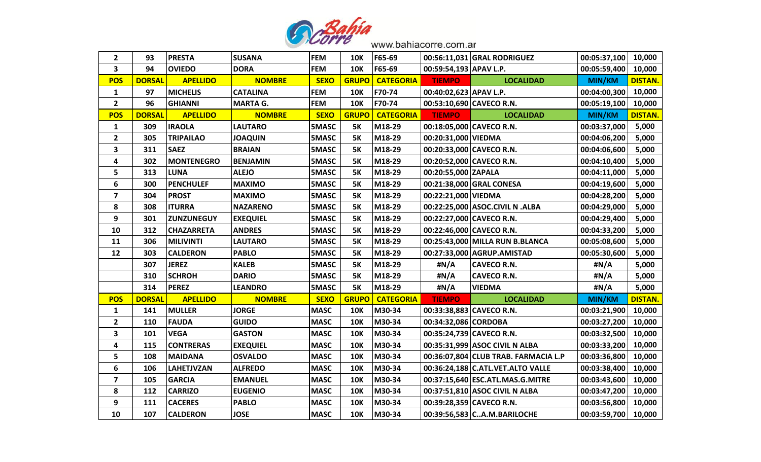www.bahiacorre.com.ar

| 2 | 93 | PRESTA | SUSANA | FEM | 10K | F65-69 | 00:56:11,031 | GRAL RODRIGUEZ | 00:05:37,100 | 10,000 |
|---|---|---|---|---|---|---|---|---|---|---|
| 3 | 94 | OVIEDO | DORA | FEM | 10K | F65-69 | 00:59:54,193 | APAV L.P. | 00:05:59,400 | 10,000 |
| **POS** | **DORSAL** | **APELLIDO** | **NOMBRE** | **SEXO** | **GRUPO** | **CATEGORIA** | **TIEMPO** | **LOCALIDAD** | **MIN/KM** | **DISTAN.** |
| 1 | 97 | MICHELIS | CATALINA | FEM | 10K | F70-74 | 00:40:02,623 | APAV L.P. | 00:04:00,300 | 10,000 |
| 2 | 96 | GHIANNI | MARTA G. | FEM | 10K | F70-74 | 00:53:10,690 | CAVECO R.N. | 00:05:19,100 | 10,000 |
| **POS** | **DORSAL** | **APELLIDO** | **NOMBRE** | **SEXO** | **GRUPO** | **CATEGORIA** | **TIEMPO** | **LOCALIDAD** | **MIN/KM** | **DISTAN.** |
| 1 | 309 | IRAOLA | LAUTARO | 5MASC | 5K | M18-29 | 00:18:05,000 | CAVECO R.N. | 00:03:37,000 | 5,000 |
| 2 | 305 | TRIPAILAO | JOAQUIN | 5MASC | 5K | M18-29 | 00:20:31,000 | VIEDMA | 00:04:06,200 | 5,000 |
| 3 | 311 | SAEZ | BRAIAN | 5MASC | 5K | M18-29 | 00:20:33,000 | CAVECO R.N. | 00:04:06,600 | 5,000 |
| 4 | 302 | MONTENEGRO | BENJAMIN | 5MASC | 5K | M18-29 | 00:20:52,000 | CAVECO R.N. | 00:04:10,400 | 5,000 |
| 5 | 313 | LUNA | ALEJO | 5MASC | 5K | M18-29 | 00:20:55,000 | ZAPALA | 00:04:11,000 | 5,000 |
| 6 | 300 | PENCHULEF | MAXIMO | 5MASC | 5K | M18-29 | 00:21:38,000 | GRAL CONESA | 00:04:19,600 | 5,000 |
| 7 | 304 | PROST | MAXIMO | 5MASC | 5K | M18-29 | 00:22:21,000 | VIEDMA | 00:04:28,200 | 5,000 |
| 8 | 308 | ITURRA | NAZARENO | 5MASC | 5K | M18-29 | 00:22:25,000 | ASOC.CIVIL N .ALBA | 00:04:29,000 | 5,000 |
| 9 | 301 | ZUNZUNEGUY | EXEQUIEL | 5MASC | 5K | M18-29 | 00:22:27,000 | CAVECO R.N. | 00:04:29,400 | 5,000 |
| 10 | 312 | CHAZARRETA | ANDRES | 5MASC | 5K | M18-29 | 00:22:46,000 | CAVECO R.N. | 00:04:33,200 | 5,000 |
| 11 | 306 | MILIVINTI | LAUTARO | 5MASC | 5K | M18-29 | 00:25:43,000 | MILLA RUN B.BLANCA | 00:05:08,600 | 5,000 |
| 12 | 303 | CALDERON | PABLO | 5MASC | 5K | M18-29 | 00:27:33,000 | AGRUP.AMISTAD | 00:05:30,600 | 5,000 |
|  | 307 | JEREZ | KALEB | 5MASC | 5K | M18-29 | #N/A | CAVECO R.N. | #N/A | 5,000 |
|  | 310 | SCHROH | DARIO | 5MASC | 5K | M18-29 | #N/A | CAVECO R.N. | #N/A | 5,000 |
|  | 314 | PEREZ | LEANDRO | 5MASC | 5K | M18-29 | #N/A | VIEDMA | #N/A | 5,000 |
| **POS** | **DORSAL** | **APELLIDO** | **NOMBRE** | **SEXO** | **GRUPO** | **CATEGORIA** | **TIEMPO** | **LOCALIDAD** | **MIN/KM** | **DISTAN.** |
| 1 | 141 | MULLER | JORGE | MASC | 10K | M30-34 | 00:33:38,883 | CAVECO R.N. | 00:03:21,900 | 10,000 |
| 2 | 110 | FAUDA | GUIDO | MASC | 10K | M30-34 | 00:34:32,086 | CORDOBA | 00:03:27,200 | 10,000 |
| 3 | 101 | VEGA | GASTON | MASC | 10K | M30-34 | 00:35:24,739 | CAVECO R.N. | 00:03:32,500 | 10,000 |
| 4 | 115 | CONTRERAS | EXEQUIEL | MASC | 10K | M30-34 | 00:35:31,999 | ASOC CIVIL N ALBA | 00:03:33,200 | 10,000 |
| 5 | 108 | MAIDANA | OSVALDO | MASC | 10K | M30-34 | 00:36:07,804 | CLUB TRAB. FARMACIA L.P | 00:03:36,800 | 10,000 |
| 6 | 106 | LAHETJVZAN | ALFREDO | MASC | 10K | M30-34 | 00:36:24,188 | C.ATL.VET.ALTO VALLE | 00:03:38,400 | 10,000 |
| 7 | 105 | GARCIA | EMANUEL | MASC | 10K | M30-34 | 00:37:15,640 | ESC.ATL.MAS.G.MITRE | 00:03:43,600 | 10,000 |
| 8 | 112 | CARRIZO | EUGENIO | MASC | 10K | M30-34 | 00:37:51,810 | ASOC CIVIL N ALBA | 00:03:47,200 | 10,000 |
| 9 | 111 | CACERES | PABLO | MASC | 10K | M30-34 | 00:39:28,359 | CAVECO R.N. | 00:03:56,800 | 10,000 |
| 10 | 107 | CALDERON | JOSE | MASC | 10K | M30-34 | 00:39:56,583 | C..A.M.BARILOCHE | 00:03:59,700 | 10,000 |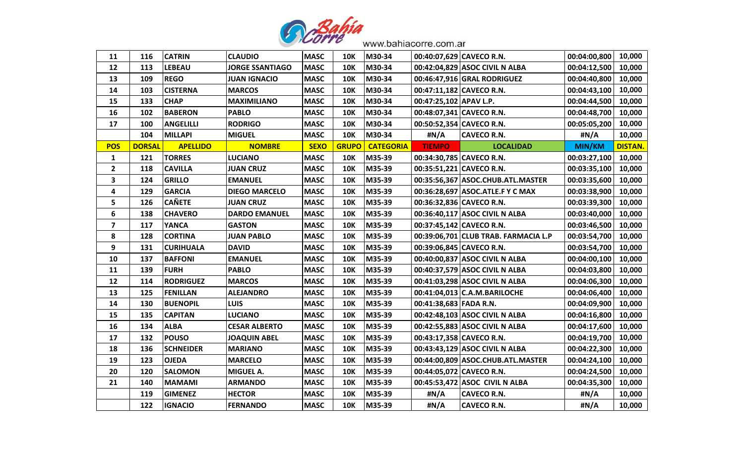| 11 | 116 | CATRIN | CLAUDIO | MASC | 10K | M30-34 | 00:40:07,629 | CAVECO R.N. | 00:04:00,800 | 10,000 |
|---|---|---|---|---|---|---|---|---|---|---|
| 12 | 113 | LEBEAU | JORGE SSANTIAGO | MASC | 10K | M30-34 | 00:42:04,829 | ASOC CIVIL N ALBA | 00:04:12,500 | 10,000 |
| 13 | 109 | REGO | JUAN IGNACIO | MASC | 10K | M30-34 | 00:46:47,916 | GRAL RODRIGUEZ | 00:04:40,800 | 10,000 |
| 14 | 103 | CISTERNA | MARCOS | MASC | 10K | M30-34 | 00:47:11,182 | CAVECO R.N. | 00:04:43,100 | 10,000 |
| 15 | 133 | CHAP | MAXIMILIANO | MASC | 10K | M30-34 | 00:47:25,102 | APAV L.P. | 00:04:44,500 | 10,000 |
| 16 | 102 | BABERON | PABLO | MASC | 10K | M30-34 | 00:48:07,341 | CAVECO R.N. | 00:04:48,700 | 10,000 |
| 17 | 100 | ANGELILLI | RODRIGO | MASC | 10K | M30-34 | 00:50:52,354 | CAVECO R.N. | 00:05:05,200 | 10,000 |
| | 104 | MILLAPI | MIGUEL | MASC | 10K | M30-34 | #N/A | CAVECO R.N. | #N/A | 10,000 |
| **POS** | **DORSAL** | **APELLIDO** | **NOMBRE** | **SEXO** | **GRUPO** | **CATEGORIA** | **TIEMPO** | **LOCALIDAD** | **MIN/KM** | **DISTAN.** |
| 1 | 121 | TORRES | LUCIANO | MASC | 10K | M35-39 | 00:34:30,785 | CAVECO R.N. | 00:03:27,100 | 10,000 |
| 2 | 118 | CAVILLA | JUAN CRUZ | MASC | 10K | M35-39 | 00:35:51,221 | CAVECO R.N. | 00:03:35,100 | 10,000 |
| 3 | 124 | GRILLO | EMANUEL | MASC | 10K | M35-39 | 00:35:56,367 | ASOC.CHUB.ATL.MASTER | 00:03:35,600 | 10,000 |
| 4 | 129 | GARCIA | DIEGO MARCELO | MASC | 10K | M35-39 | 00:36:28,697 | ASOC.ATLE.F Y C MAX | 00:03:38,900 | 10,000 |
| 5 | 126 | CAÑETE | JUAN CRUZ | MASC | 10K | M35-39 | 00:36:32,836 | CAVECO R.N. | 00:03:39,300 | 10,000 |
| 6 | 138 | CHAVERO | DARDO EMANUEL | MASC | 10K | M35-39 | 00:36:40,117 | ASOC CIVIL N ALBA | 00:03:40,000 | 10,000 |
| 7 | 117 | YANCA | GASTON | MASC | 10K | M35-39 | 00:37:45,142 | CAVECO R.N. | 00:03:46,500 | 10,000 |
| 8 | 128 | CORTINA | JUAN PABLO | MASC | 10K | M35-39 | 00:39:06,701 | CLUB TRAB. FARMACIA L.P | 00:03:54,700 | 10,000 |
| 9 | 131 | CURIHUALA | DAVID | MASC | 10K | M35-39 | 00:39:06,845 | CAVECO R.N. | 00:03:54,700 | 10,000 |
| 10 | 137 | BAFFONI | EMANUEL | MASC | 10K | M35-39 | 00:40:00,837 | ASOC CIVIL N ALBA | 00:04:00,100 | 10,000 |
| 11 | 139 | FURH | PABLO | MASC | 10K | M35-39 | 00:40:37,579 | ASOC CIVIL N ALBA | 00:04:03,800 | 10,000 |
| 12 | 114 | RODRIGUEZ | MARCOS | MASC | 10K | M35-39 | 00:41:03,298 | ASOC CIVIL N ALBA | 00:04:06,300 | 10,000 |
| 13 | 125 | FENILLAN | ALEJANDRO | MASC | 10K | M35-39 | 00:41:04,013 | C.A.M.BARILOCHE | 00:04:06,400 | 10,000 |
| 14 | 130 | BUENOPIL | LUIS | MASC | 10K | M35-39 | 00:41:38,683 | FADA R.N. | 00:04:09,900 | 10,000 |
| 15 | 135 | CAPITAN | LUCIANO | MASC | 10K | M35-39 | 00:42:48,103 | ASOC CIVIL N ALBA | 00:04:16,800 | 10,000 |
| 16 | 134 | ALBA | CESAR ALBERTO | MASC | 10K | M35-39 | 00:42:55,883 | ASOC CIVIL N ALBA | 00:04:17,600 | 10,000 |
| 17 | 132 | POUSO | JOAQUIN ABEL | MASC | 10K | M35-39 | 00:43:17,358 | CAVECO R.N. | 00:04:19,700 | 10,000 |
| 18 | 136 | SCHNEIDER | MARIANO | MASC | 10K | M35-39 | 00:43:43,129 | ASOC CIVIL N ALBA | 00:04:22,300 | 10,000 |
| 19 | 123 | OJEDA | MARCELO | MASC | 10K | M35-39 | 00:44:00,809 | ASOC.CHUB.ATL.MASTER | 00:04:24,100 | 10,000 |
| 20 | 120 | SALOMON | MIGUEL A. | MASC | 10K | M35-39 | 00:44:05,072 | CAVECO R.N. | 00:04:24,500 | 10,000 |
| 21 | 140 | MAMAMI | ARMANDO | MASC | 10K | M35-39 | 00:45:53,472 | ASOC CIVIL N ALBA | 00:04:35,300 | 10,000 |
| | 119 | GIMENEZ | HECTOR | MASC | 10K | M35-39 | #N/A | CAVECO R.N. | #N/A | 10,000 |
| | 122 | IGNACIO | FERNANDO | MASC | 10K | M35-39 | #N/A | CAVECO R.N. | #N/A | 10,000 |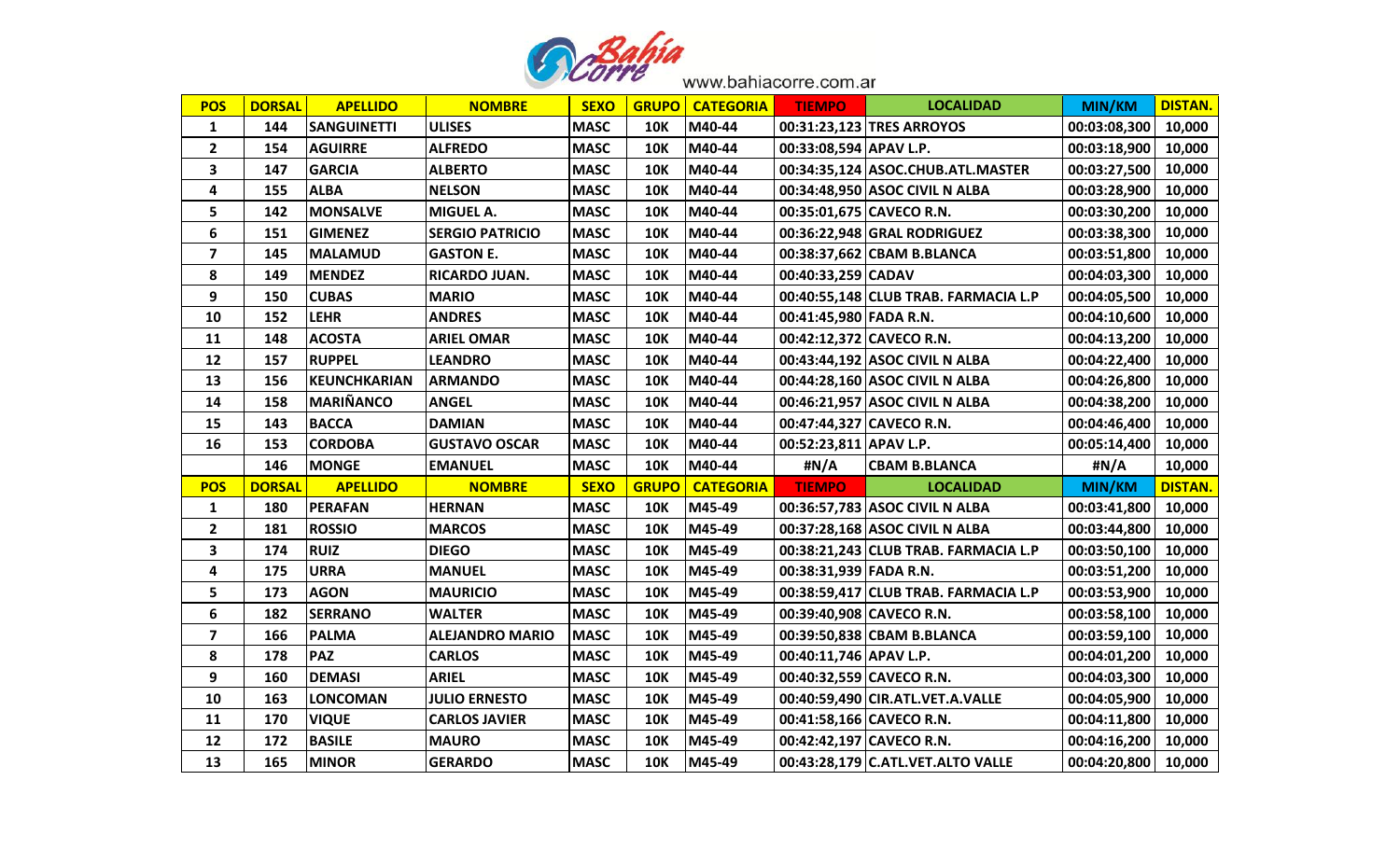Bahía Corre www.bahiacorre.com.ar

| POS | DORSAL | APELLIDO | NOMBRE | SEXO | GRUPO | CATEGORIA | TIEMPO | LOCALIDAD | MIN/KM | DISTAN. |
|---|---|---|---|---|---|---|---|---|---|---|
| 1 | 144 | SANGUINETTI | ULISES | MASC | 10K | M40-44 | 00:31:23,123 | TRES ARROYOS | 00:03:08,300 | 10,000 |
| 2 | 154 | AGUIRRE | ALFREDO | MASC | 10K | M40-44 | 00:33:08,594 | APAV L.P. | 00:03:18,900 | 10,000 |
| 3 | 147 | GARCIA | ALBERTO | MASC | 10K | M40-44 | 00:34:35,124 | ASOC.CHUB.ATL.MASTER | 00:03:27,500 | 10,000 |
| 4 | 155 | ALBA | NELSON | MASC | 10K | M40-44 | 00:34:48,950 | ASOC CIVIL N ALBA | 00:03:28,900 | 10,000 |
| 5 | 142 | MONSALVE | MIGUEL A. | MASC | 10K | M40-44 | 00:35:01,675 | CAVECO R.N. | 00:03:30,200 | 10,000 |
| 6 | 151 | GIMENEZ | SERGIO PATRICIO | MASC | 10K | M40-44 | 00:36:22,948 | GRAL RODRIGUEZ | 00:03:38,300 | 10,000 |
| 7 | 145 | MALAMUD | GASTON E. | MASC | 10K | M40-44 | 00:38:37,662 | CBAM B.BLANCA | 00:03:51,800 | 10,000 |
| 8 | 149 | MENDEZ | RICARDO JUAN. | MASC | 10K | M40-44 | 00:40:33,259 | CADAV | 00:04:03,300 | 10,000 |
| 9 | 150 | CUBAS | MARIO | MASC | 10K | M40-44 | 00:40:55,148 | CLUB TRAB. FARMACIA L.P | 00:04:05,500 | 10,000 |
| 10 | 152 | LEHR | ANDRES | MASC | 10K | M40-44 | 00:41:45,980 | FADA R.N. | 00:04:10,600 | 10,000 |
| 11 | 148 | ACOSTA | ARIEL OMAR | MASC | 10K | M40-44 | 00:42:12,372 | CAVECO R.N. | 00:04:13,200 | 10,000 |
| 12 | 157 | RUPPEL | LEANDRO | MASC | 10K | M40-44 | 00:43:44,192 | ASOC CIVIL N ALBA | 00:04:22,400 | 10,000 |
| 13 | 156 | KEUNCHKARIAN | ARMANDO | MASC | 10K | M40-44 | 00:44:28,160 | ASOC CIVIL N ALBA | 00:04:26,800 | 10,000 |
| 14 | 158 | MARIÑANCO | ANGEL | MASC | 10K | M40-44 | 00:46:21,957 | ASOC CIVIL N ALBA | 00:04:38,200 | 10,000 |
| 15 | 143 | BACCA | DAMIAN | MASC | 10K | M40-44 | 00:47:44,327 | CAVECO R.N. | 00:04:46,400 | 10,000 |
| 16 | 153 | CORDOBA | GUSTAVO OSCAR | MASC | 10K | M40-44 | 00:52:23,811 | APAV L.P. | 00:05:14,400 | 10,000 |
| | 146 | MONGE | EMANUEL | MASC | 10K | M40-44 | #N/A | CBAM B.BLANCA | #N/A | 10,000 |

| POS | DORSAL | APELLIDO | NOMBRE | SEXO | GRUPO | CATEGORIA | TIEMPO | LOCALIDAD | MIN/KM | DISTAN. |
|---|---|---|---|---|---|---|---|---|---|---|
| 1 | 180 | PERAFAN | HERNAN | MASC | 10K | M45-49 | 00:36:57,783 | ASOC CIVIL N ALBA | 00:03:41,800 | 10,000 |
| 2 | 181 | ROSSIO | MARCOS | MASC | 10K | M45-49 | 00:37:28,168 | ASOC CIVIL N ALBA | 00:03:44,800 | 10,000 |
| 3 | 174 | RUIZ | DIEGO | MASC | 10K | M45-49 | 00:38:21,243 | CLUB TRAB. FARMACIA L.P | 00:03:50,100 | 10,000 |
| 4 | 175 | URRA | MANUEL | MASC | 10K | M45-49 | 00:38:31,939 | FADA R.N. | 00:03:51,200 | 10,000 |
| 5 | 173 | AGON | MAURICIO | MASC | 10K | M45-49 | 00:38:59,417 | CLUB TRAB. FARMACIA L.P | 00:03:53,900 | 10,000 |
| 6 | 182 | SERRANO | WALTER | MASC | 10K | M45-49 | 00:39:40,908 | CAVECO R.N. | 00:03:58,100 | 10,000 |
| 7 | 166 | PALMA | ALEJANDRO MARIO | MASC | 10K | M45-49 | 00:39:50,838 | CBAM B.BLANCA | 00:03:59,100 | 10,000 |
| 8 | 178 | PAZ | CARLOS | MASC | 10K | M45-49 | 00:40:11,746 | APAV L.P. | 00:04:01,200 | 10,000 |
| 9 | 160 | DEMASI | ARIEL | MASC | 10K | M45-49 | 00:40:32,559 | CAVECO R.N. | 00:04:03,300 | 10,000 |
| 10 | 163 | LONCOMAN | JULIO ERNESTO | MASC | 10K | M45-49 | 00:40:59,490 | CIR.ATL.VET.A.VALLE | 00:04:05,900 | 10,000 |
| 11 | 170 | VIQUE | CARLOS JAVIER | MASC | 10K | M45-49 | 00:41:58,166 | CAVECO R.N. | 00:04:11,800 | 10,000 |
| 12 | 172 | BASILE | MAURO | MASC | 10K | M45-49 | 00:42:42,197 | CAVECO R.N. | 00:04:16,200 | 10,000 |
| 13 | 165 | MINOR | GERARDO | MASC | 10K | M45-49 | 00:43:28,179 | C.ATL.VET.ALTO VALLE | 00:04:20,800 | 10,000 |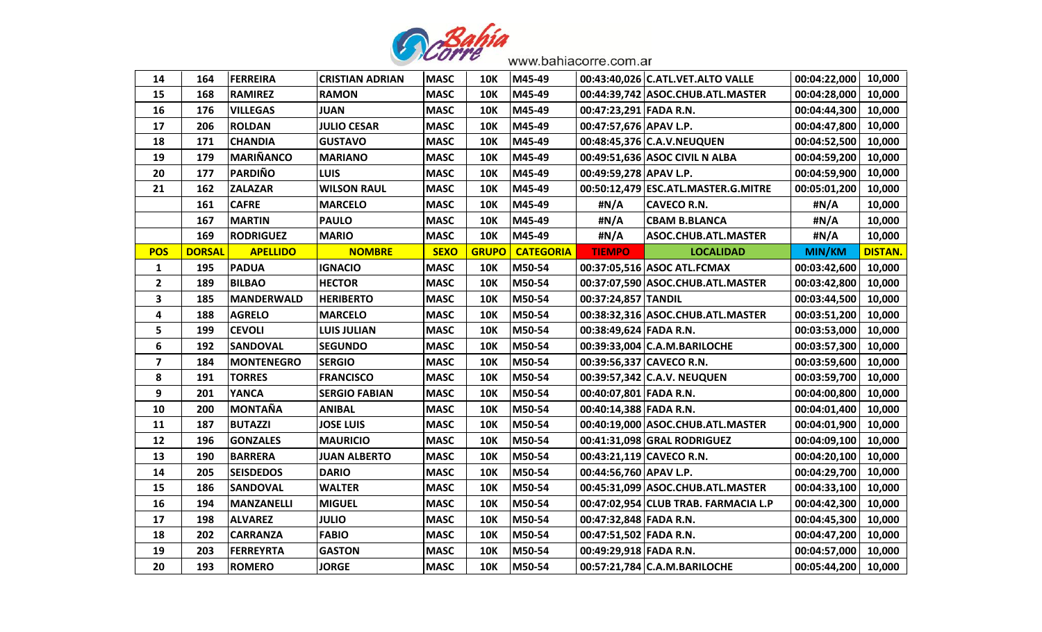| | | | | | | | | | | |
|---|---|---|---|---|---|---|---|---|---|---|
| 14 | 164 | FERREIRA | CRISTIAN ADRIAN | MASC | 10K | M45-49 | 00:43:40,026 | C.ATL.VET.ALTO VALLE | 00:04:22,000 | 10,000 |
| 15 | 168 | RAMIREZ | RAMON | MASC | 10K | M45-49 | 00:44:39,742 | ASOC.CHUB.ATL.MASTER | 00:04:28,000 | 10,000 |
| 16 | 176 | VILLEGAS | JUAN | MASC | 10K | M45-49 | 00:47:23,291 | FADA R.N. | 00:04:44,300 | 10,000 |
| 17 | 206 | ROLDAN | JULIO CESAR | MASC | 10K | M45-49 | 00:47:57,676 | APAV L.P. | 00:04:47,800 | 10,000 |
| 18 | 171 | CHANDIA | GUSTAVO | MASC | 10K | M45-49 | 00:48:45,376 | C.A.V.NEUQUEN | 00:04:52,500 | 10,000 |
| 19 | 179 | MARIÑANCO | MARIANO | MASC | 10K | M45-49 | 00:49:51,636 | ASOC CIVIL N ALBA | 00:04:59,200 | 10,000 |
| 20 | 177 | PARDIÑO | LUIS | MASC | 10K | M45-49 | 00:49:59,278 | APAV L.P. | 00:04:59,900 | 10,000 |
| 21 | 162 | ZALAZAR | WILSON RAUL | MASC | 10K | M45-49 | 00:50:12,479 | ESC.ATL.MASTER.G.MITRE | 00:05:01,200 | 10,000 |
| | 161 | CAFRE | MARCELO | MASC | 10K | M45-49 | #N/A | CAVECO R.N. | #N/A | 10,000 |
| | 167 | MARTIN | PAULO | MASC | 10K | M45-49 | #N/A | CBAM B.BLANCA | #N/A | 10,000 |
| | 169 | RODRIGUEZ | MARIO | MASC | 10K | M45-49 | #N/A | ASOC.CHUB.ATL.MASTER | #N/A | 10,000 |

| POS | DORSAL | APELLIDO | NOMBRE | SEXO | GRUPO | CATEGORIA | TIEMPO | LOCALIDAD | MIN/KM | DISTAN. |
|---|---|---|---|---|---|---|---|---|---|---|
| 1 | 195 | PADUA | IGNACIO | MASC | 10K | M50-54 | 00:37:05,516 | ASOC ATL.FCMAX | 00:03:42,600 | 10,000 |
| 2 | 189 | BILBAO | HECTOR | MASC | 10K | M50-54 | 00:37:07,590 | ASOC.CHUB.ATL.MASTER | 00:03:42,800 | 10,000 |
| 3 | 185 | MANDERWALD | HERIBERTO | MASC | 10K | M50-54 | 00:37:24,857 | TANDIL | 00:03:44,500 | 10,000 |
| 4 | 188 | AGRELO | MARCELO | MASC | 10K | M50-54 | 00:38:32,316 | ASOC.CHUB.ATL.MASTER | 00:03:51,200 | 10,000 |
| 5 | 199 | CEVOLI | LUIS JULIAN | MASC | 10K | M50-54 | 00:38:49,624 | FADA R.N. | 00:03:53,000 | 10,000 |
| 6 | 192 | SANDOVAL | SEGUNDO | MASC | 10K | M50-54 | 00:39:33,004 | C.A.M.BARILOCHE | 00:03:57,300 | 10,000 |
| 7 | 184 | MONTENEGRO | SERGIO | MASC | 10K | M50-54 | 00:39:56,337 | CAVECO R.N. | 00:03:59,600 | 10,000 |
| 8 | 191 | TORRES | FRANCISCO | MASC | 10K | M50-54 | 00:39:57,342 | C.A.V. NEUQUEN | 00:03:59,700 | 10,000 |
| 9 | 201 | YANCA | SERGIO FABIAN | MASC | 10K | M50-54 | 00:40:07,801 | FADA R.N. | 00:04:00,800 | 10,000 |
| 10 | 200 | MONTAÑA | ANIBAL | MASC | 10K | M50-54 | 00:40:14,388 | FADA R.N. | 00:04:01,400 | 10,000 |
| 11 | 187 | BUTAZZI | JOSE LUIS | MASC | 10K | M50-54 | 00:40:19,000 | ASOC.CHUB.ATL.MASTER | 00:04:01,900 | 10,000 |
| 12 | 196 | GONZALES | MAURICIO | MASC | 10K | M50-54 | 00:41:31,098 | GRAL RODRIGUEZ | 00:04:09,100 | 10,000 |
| 13 | 190 | BARRERA | JUAN ALBERTO | MASC | 10K | M50-54 | 00:43:21,119 | CAVECO R.N. | 00:04:20,100 | 10,000 |
| 14 | 205 | SEISDEDOS | DARIO | MASC | 10K | M50-54 | 00:44:56,760 | APAV L.P. | 00:04:29,700 | 10,000 |
| 15 | 186 | SANDOVAL | WALTER | MASC | 10K | M50-54 | 00:45:31,099 | ASOC.CHUB.ATL.MASTER | 00:04:33,100 | 10,000 |
| 16 | 194 | MANZANELLI | MIGUEL | MASC | 10K | M50-54 | 00:47:02,954 | CLUB TRAB. FARMACIA L.P | 00:04:42,300 | 10,000 |
| 17 | 198 | ALVAREZ | JULIO | MASC | 10K | M50-54 | 00:47:32,848 | FADA R.N. | 00:04:45,300 | 10,000 |
| 18 | 202 | CARRANZA | FABIO | MASC | 10K | M50-54 | 00:47:51,502 | FADA R.N. | 00:04:47,200 | 10,000 |
| 19 | 203 | FERREYRTA | GASTON | MASC | 10K | M50-54 | 00:49:29,918 | FADA R.N. | 00:04:57,000 | 10,000 |
| 20 | 193 | ROMERO | JORGE | MASC | 10K | M50-54 | 00:57:21,784 | C.A.M.BARILOCHE | 00:05:44,200 | 10,000 |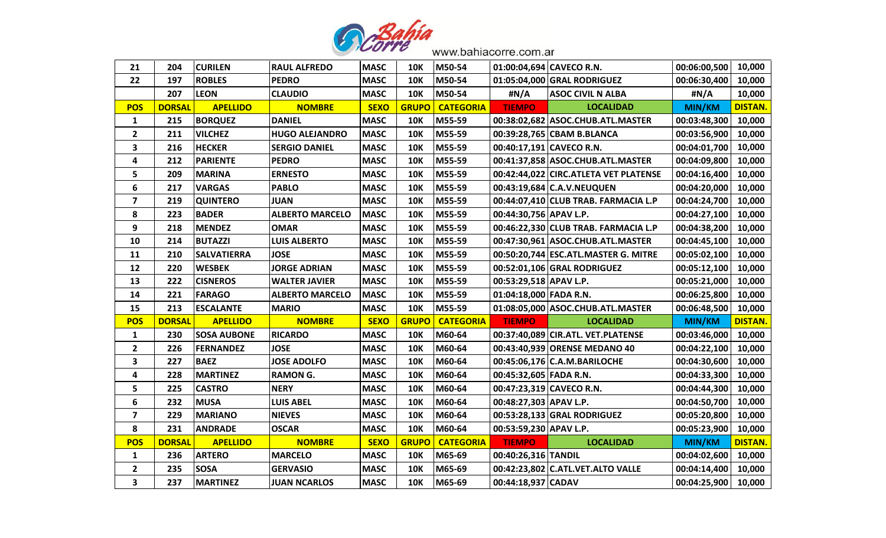| 21 | 204 | CURILEN | RAUL ALFREDO | MASC | 10K | M50-54 | 01:00:04,694 | CAVECO R.N. | 00:06:00,500 | 10,000 |
|---|---|---|---|---|---|---|---|---|---|---|
| 22 | 197 | ROBLES | PEDRO | MASC | 10K | M50-54 | 01:05:04,000 | GRAL RODRIGUEZ | 00:06:30,400 | 10,000 |
| | 207 | LEON | CLAUDIO | MASC | 10K | M50-54 | #N/A | ASOC CIVIL N ALBA | #N/A | 10,000 |
| **POS** | **DORSAL** | **APELLIDO** | **NOMBRE** | **SEXO** | **GRUPO** | **CATEGORIA** | **TIEMPO** | **LOCALIDAD** | **MIN/KM** | **DISTAN.** |
| 1 | 215 | BORQUEZ | DANIEL | MASC | 10K | M55-59 | 00:38:02,682 | ASOC.CHUB.ATL.MASTER | 00:03:48,300 | 10,000 |
| 2 | 211 | VILCHEZ | HUGO ALEJANDRO | MASC | 10K | M55-59 | 00:39:28,765 | CBAM B.BLANCA | 00:03:56,900 | 10,000 |
| 3 | 216 | HECKER | SERGIO DANIEL | MASC | 10K | M55-59 | 00:40:17,191 | CAVECO R.N. | 00:04:01,700 | 10,000 |
| 4 | 212 | PARIENTE | PEDRO | MASC | 10K | M55-59 | 00:41:37,858 | ASOC.CHUB.ATL.MASTER | 00:04:09,800 | 10,000 |
| 5 | 209 | MARINA | ERNESTO | MASC | 10K | M55-59 | 00:42:44,022 | CIRC.ATLETA VET PLATENSE | 00:04:16,400 | 10,000 |
| 6 | 217 | VARGAS | PABLO | MASC | 10K | M55-59 | 00:43:19,684 | C.A.V.NEUQUEN | 00:04:20,000 | 10,000 |
| 7 | 219 | QUINTERO | JUAN | MASC | 10K | M55-59 | 00:44:07,410 | CLUB TRAB. FARMACIA L.P | 00:04:24,700 | 10,000 |
| 8 | 223 | BADER | ALBERTO MARCELO | MASC | 10K | M55-59 | 00:44:30,756 | APAV L.P. | 00:04:27,100 | 10,000 |
| 9 | 218 | MENDEZ | OMAR | MASC | 10K | M55-59 | 00:46:22,330 | CLUB TRAB. FARMACIA L.P | 00:04:38,200 | 10,000 |
| 10 | 214 | BUTAZZI | LUIS ALBERTO | MASC | 10K | M55-59 | 00:47:30,961 | ASOC.CHUB.ATL.MASTER | 00:04:45,100 | 10,000 |
| 11 | 210 | SALVATIERRA | JOSE | MASC | 10K | M55-59 | 00:50:20,744 | ESC.ATL.MASTER G. MITRE | 00:05:02,100 | 10,000 |
| 12 | 220 | WESBEK | JORGE ADRIAN | MASC | 10K | M55-59 | 00:52:01,106 | GRAL RODRIGUEZ | 00:05:12,100 | 10,000 |
| 13 | 222 | CISNEROS | WALTER JAVIER | MASC | 10K | M55-59 | 00:53:29,518 | APAV L.P. | 00:05:21,000 | 10,000 |
| 14 | 221 | FARAGO | ALBERTO MARCELO | MASC | 10K | M55-59 | 01:04:18,000 | FADA R.N. | 00:06:25,800 | 10,000 |
| 15 | 213 | ESCALANTE | MARIO | MASC | 10K | M55-59 | 01:08:05,000 | ASOC.CHUB.ATL.MASTER | 00:06:48,500 | 10,000 |
| **POS** | **DORSAL** | **APELLIDO** | **NOMBRE** | **SEXO** | **GRUPO** | **CATEGORIA** | **TIEMPO** | **LOCALIDAD** | **MIN/KM** | **DISTAN.** |
| 1 | 230 | SOSA AUBONE | RICARDO | MASC | 10K | M60-64 | 00:37:40,089 | CIR.ATL. VET.PLATENSE | 00:03:46,000 | 10,000 |
| 2 | 226 | FERNANDEZ | JOSE | MASC | 10K | M60-64 | 00:43:40,939 | ORENSE MEDANO 40 | 00:04:22,100 | 10,000 |
| 3 | 227 | BAEZ | JOSE ADOLFO | MASC | 10K | M60-64 | 00:45:06,176 | C.A.M.BARILOCHE | 00:04:30,600 | 10,000 |
| 4 | 228 | MARTINEZ | RAMON G. | MASC | 10K | M60-64 | 00:45:32,605 | FADA R.N. | 00:04:33,300 | 10,000 |
| 5 | 225 | CASTRO | NERY | MASC | 10K | M60-64 | 00:47:23,319 | CAVECO R.N. | 00:04:44,300 | 10,000 |
| 6 | 232 | MUSA | LUIS ABEL | MASC | 10K | M60-64 | 00:48:27,303 | APAV L.P. | 00:04:50,700 | 10,000 |
| 7 | 229 | MARIANO | NIEVES | MASC | 10K | M60-64 | 00:53:28,133 | GRAL RODRIGUEZ | 00:05:20,800 | 10,000 |
| 8 | 231 | ANDRADE | OSCAR | MASC | 10K | M60-64 | 00:53:59,230 | APAV L.P. | 00:05:23,900 | 10,000 |
| **POS** | **DORSAL** | **APELLIDO** | **NOMBRE** | **SEXO** | **GRUPO** | **CATEGORIA** | **TIEMPO** | **LOCALIDAD** | **MIN/KM** | **DISTAN.** |
| 1 | 236 | ARTERO | MARCELO | MASC | 10K | M65-69 | 00:40:26,316 | TANDIL | 00:04:02,600 | 10,000 |
| 2 | 235 | SOSA | GERVASIO | MASC | 10K | M65-69 | 00:42:23,802 | C.ATL.VET.ALTO VALLE | 00:04:14,400 | 10,000 |
| 3 | 237 | MARTINEZ | JUAN NCARLOS | MASC | 10K | M65-69 | 00:44:18,937 | CADAV | 00:04:25,900 | 10,000 |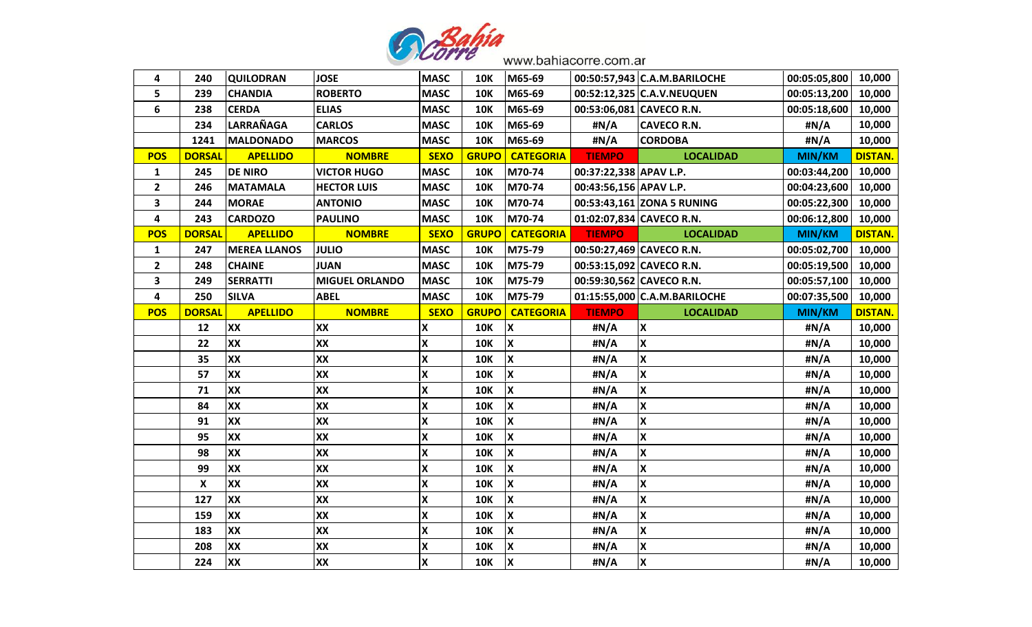| 4 | 240 | QUILODRAN | JOSE | MASC | 10K | M65-69 | 00:50:57,943 | C.A.M.BARILOCHE | 00:05:05,800 | 10,000 |
|---|---|---|---|---|---|---|---|---|---|---|
| 5 | 239 | CHANDIA | ROBERTO | MASC | 10K | M65-69 | 00:52:12,325 | C.A.V.NEUQUEN | 00:05:13,200 | 10,000 |
| 6 | 238 | CERDA | ELIAS | MASC | 10K | M65-69 | 00:53:06,081 | CAVECO R.N. | 00:05:18,600 | 10,000 |
| | 234 | LARRAÑAGA | CARLOS | MASC | 10K | M65-69 | #N/A | CAVECO R.N. | #N/A | 10,000 |
| | 1241 | MALDONADO | MARCOS | MASC | 10K | M65-69 | #N/A | CORDOBA | #N/A | 10,000 |
| **POS** | **DORSAL** | **APELLIDO** | **NOMBRE** | **SEXO** | **GRUPO** | **CATEGORIA** | **TIEMPO** | **LOCALIDAD** | **MIN/KM** | **DISTAN.** |
| 1 | 245 | DE NIRO | VICTOR HUGO | MASC | 10K | M70-74 | 00:37:22,338 | APAV L.P. | 00:03:44,200 | 10,000 |
| 2 | 246 | MATAMALA | HECTOR LUIS | MASC | 10K | M70-74 | 00:43:56,156 | APAV L.P. | 00:04:23,600 | 10,000 |
| 3 | 244 | MORAE | ANTONIO | MASC | 10K | M70-74 | 00:53:43,161 | ZONA 5 RUNING | 00:05:22,300 | 10,000 |
| 4 | 243 | CARDOZO | PAULINO | MASC | 10K | M70-74 | 01:02:07,834 | CAVECO R.N. | 00:06:12,800 | 10,000 |
| **POS** | **DORSAL** | **APELLIDO** | **NOMBRE** | **SEXO** | **GRUPO** | **CATEGORIA** | **TIEMPO** | **LOCALIDAD** | **MIN/KM** | **DISTAN.** |
| 1 | 247 | MEREA LLANOS | JULIO | MASC | 10K | M75-79 | 00:50:27,469 | CAVECO R.N. | 00:05:02,700 | 10,000 |
| 2 | 248 | CHAINE | JUAN | MASC | 10K | M75-79 | 00:53:15,092 | CAVECO R.N. | 00:05:19,500 | 10,000 |
| 3 | 249 | SERRATTI | MIGUEL ORLANDO | MASC | 10K | M75-79 | 00:59:30,562 | CAVECO R.N. | 00:05:57,100 | 10,000 |
| 4 | 250 | SILVA | ABEL | MASC | 10K | M75-79 | 01:15:55,000 | C.A.M.BARILOCHE | 00:07:35,500 | 10,000 |
| **POS** | **DORSAL** | **APELLIDO** | **NOMBRE** | **SEXO** | **GRUPO** | **CATEGORIA** | **TIEMPO** | **LOCALIDAD** | **MIN/KM** | **DISTAN.** |
| | 12 | XX | XX | X | 10K | X | #N/A | X | #N/A | 10,000 |
| | 22 | XX | XX | X | 10K | X | #N/A | X | #N/A | 10,000 |
| | 35 | XX | XX | X | 10K | X | #N/A | X | #N/A | 10,000 |
| | 57 | XX | XX | X | 10K | X | #N/A | X | #N/A | 10,000 |
| | 71 | XX | XX | X | 10K | X | #N/A | X | #N/A | 10,000 |
| | 84 | XX | XX | X | 10K | X | #N/A | X | #N/A | 10,000 |
| | 91 | XX | XX | X | 10K | X | #N/A | X | #N/A | 10,000 |
| | 95 | XX | XX | X | 10K | X | #N/A | X | #N/A | 10,000 |
| | 98 | XX | XX | X | 10K | X | #N/A | X | #N/A | 10,000 |
| | 99 | XX | XX | X | 10K | X | #N/A | X | #N/A | 10,000 |
| | X | XX | XX | X | 10K | X | #N/A | X | #N/A | 10,000 |
| | 127 | XX | XX | X | 10K | X | #N/A | X | #N/A | 10,000 |
| | 159 | XX | XX | X | 10K | X | #N/A | X | #N/A | 10,000 |
| | 183 | XX | XX | X | 10K | X | #N/A | X | #N/A | 10,000 |
| | 208 | XX | XX | X | 10K | X | #N/A | X | #N/A | 10,000 |
| | 224 | XX | XX | X | 10K | X | #N/A | X | #N/A | 10,000 |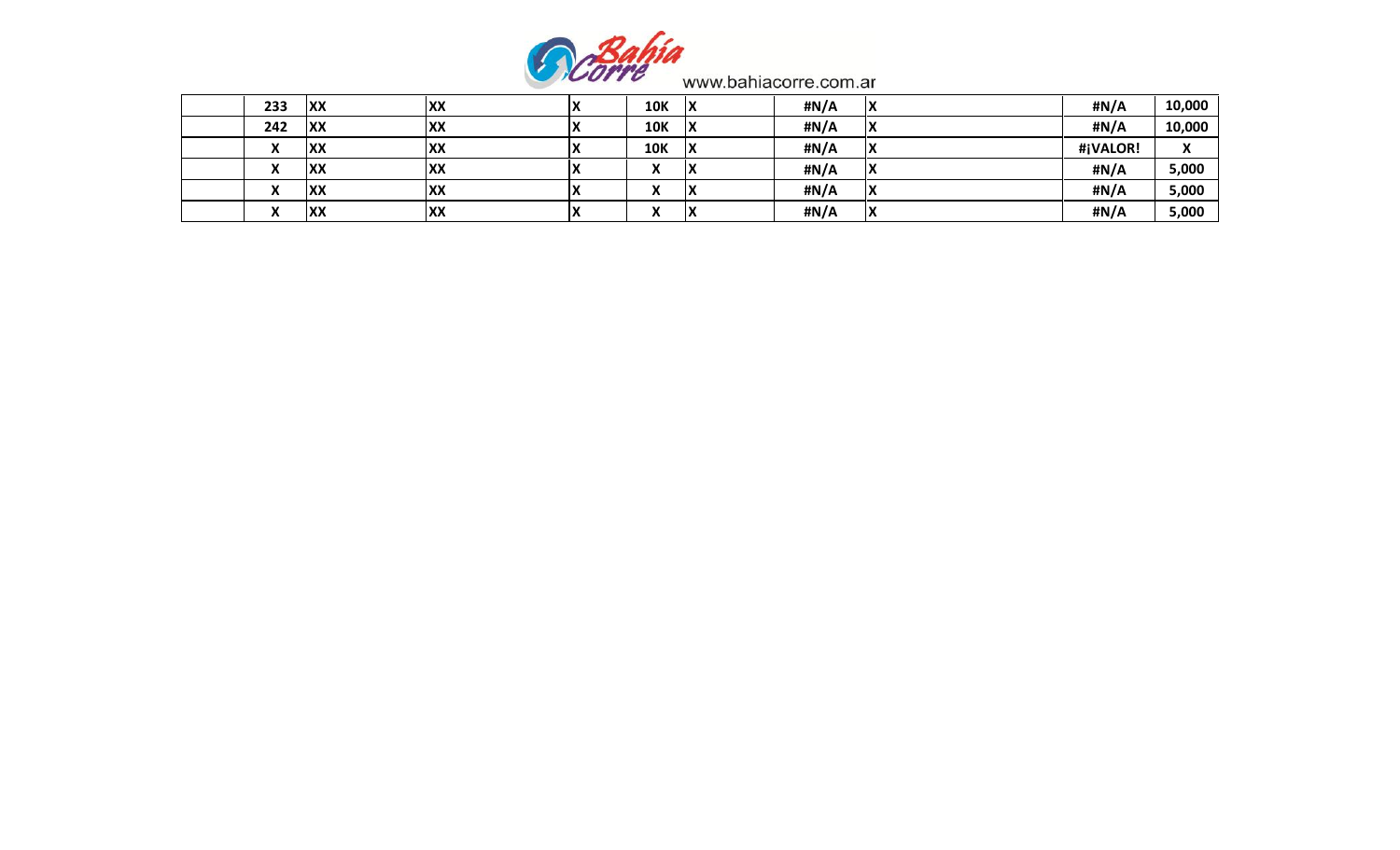www.bahiacorre.com.ar

| | | | | | | | | | | |
|---|---|---|---|---|---|---|---|---|---|---|
| | 233 | XX | XX | X | 10K | X | #N/A | X | #N/A | 10,000 |
| | 242 | XX | XX | X | 10K | X | #N/A | X | #N/A | 10,000 |
| | X | XX | XX | X | 10K | X | #N/A | X | #¡VALOR! | X |
| | X | XX | XX | X | X | X | #N/A | X | #N/A | 5,000 |
| | X | XX | XX | X | X | X | #N/A | X | #N/A | 5,000 |
| | X | XX | XX | X | X | X | #N/A | X | #N/A | 5,000 |